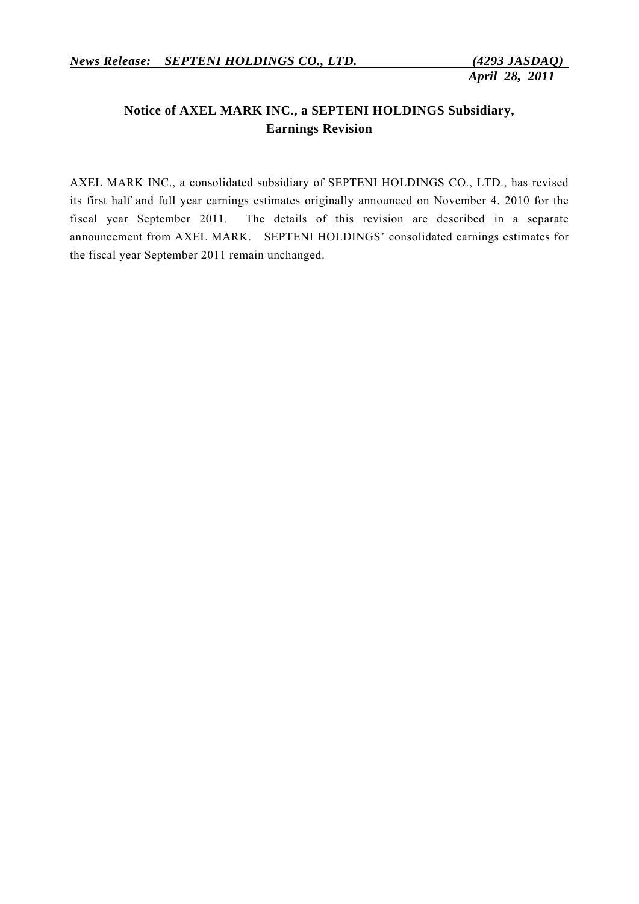***News Release: SEPTENI HOLDINGS CO., LTD. (4293 JASDAQ)***

***April 28, 2011***

## Notice of AXEL MARK INC., a SEPTENI HOLDINGS Subsidiary, Earnings Revision

AXEL MARK INC., a consolidated subsidiary of SEPTENI HOLDINGS CO., LTD., has revised its first half and full year earnings estimates originally announced on November 4, 2010 for the fiscal year September 2011. The details of this revision are described in a separate announcement from AXEL MARK. SEPTENI HOLDINGS' consolidated earnings estimates for the fiscal year September 2011 remain unchanged.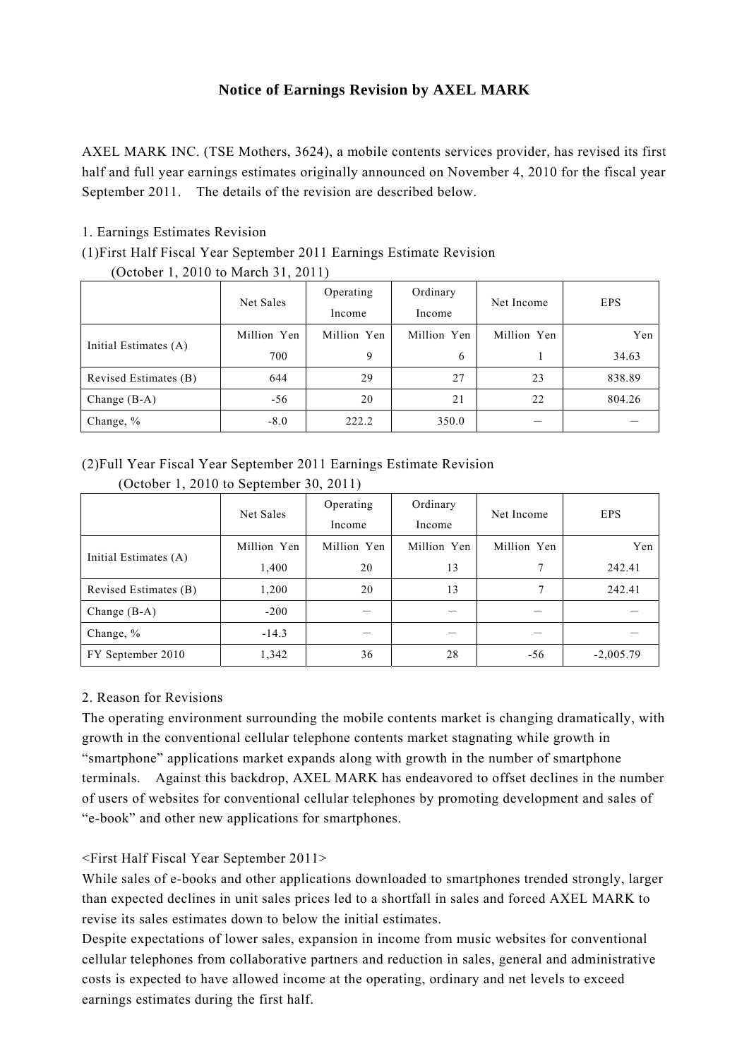# Notice of Earnings Revision by AXEL MARK

AXEL MARK INC. (TSE Mothers, 3624), a mobile contents services provider, has revised its first half and full year earnings estimates originally announced on November 4, 2010 for the fiscal year September 2011. The details of the revision are described below.

1. Earnings Estimates Revision

(1)First Half Fiscal Year September 2011 Earnings Estimate Revision

(October 1, 2010 to March 31, 2011)

| | Net Sales | Operating Income | Ordinary Income | Net Income | EPS |
|---|---|---|---|---|---|
| Initial Estimates (A) | Million Yen 700 | Million Yen 9 | Million Yen 6 | Million Yen 1 | Yen 34.63 |
| Revised Estimates (B) | 644 | 29 | 27 | 23 | 838.89 |
| Change (B-A) | -56 | 20 | 21 | 22 | 804.26 |
| Change, % | -8.0 | 222.2 | 350.0 | — | — |

(2)Full Year Fiscal Year September 2011 Earnings Estimate Revision

(October 1, 2010 to September 30, 2011)

| | Net Sales | Operating Income | Ordinary Income | Net Income | EPS |
|---|---|---|---|---|---|
| Initial Estimates (A) | Million Yen 1,400 | Million Yen 20 | Million Yen 13 | Million Yen 7 | Yen 242.41 |
| Revised Estimates (B) | 1,200 | 20 | 13 | 7 | 242.41 |
| Change (B-A) | -200 | — | — | — | — |
| Change, % | -14.3 | — | — | — | — |
| FY September 2010 | 1,342 | 36 | 28 | -56 | -2,005.79 |

2. Reason for Revisions

The operating environment surrounding the mobile contents market is changing dramatically, with growth in the conventional cellular telephone contents market stagnating while growth in "smartphone" applications market expands along with growth in the number of smartphone terminals. Against this backdrop, AXEL MARK has endeavored to offset declines in the number of users of websites for conventional cellular telephones by promoting development and sales of "e-book" and other new applications for smartphones.

<First Half Fiscal Year September 2011>

While sales of e-books and other applications downloaded to smartphones trended strongly, larger than expected declines in unit sales prices led to a shortfall in sales and forced AXEL MARK to revise its sales estimates down to below the initial estimates.

Despite expectations of lower sales, expansion in income from music websites for conventional cellular telephones from collaborative partners and reduction in sales, general and administrative costs is expected to have allowed income at the operating, ordinary and net levels to exceed earnings estimates during the first half.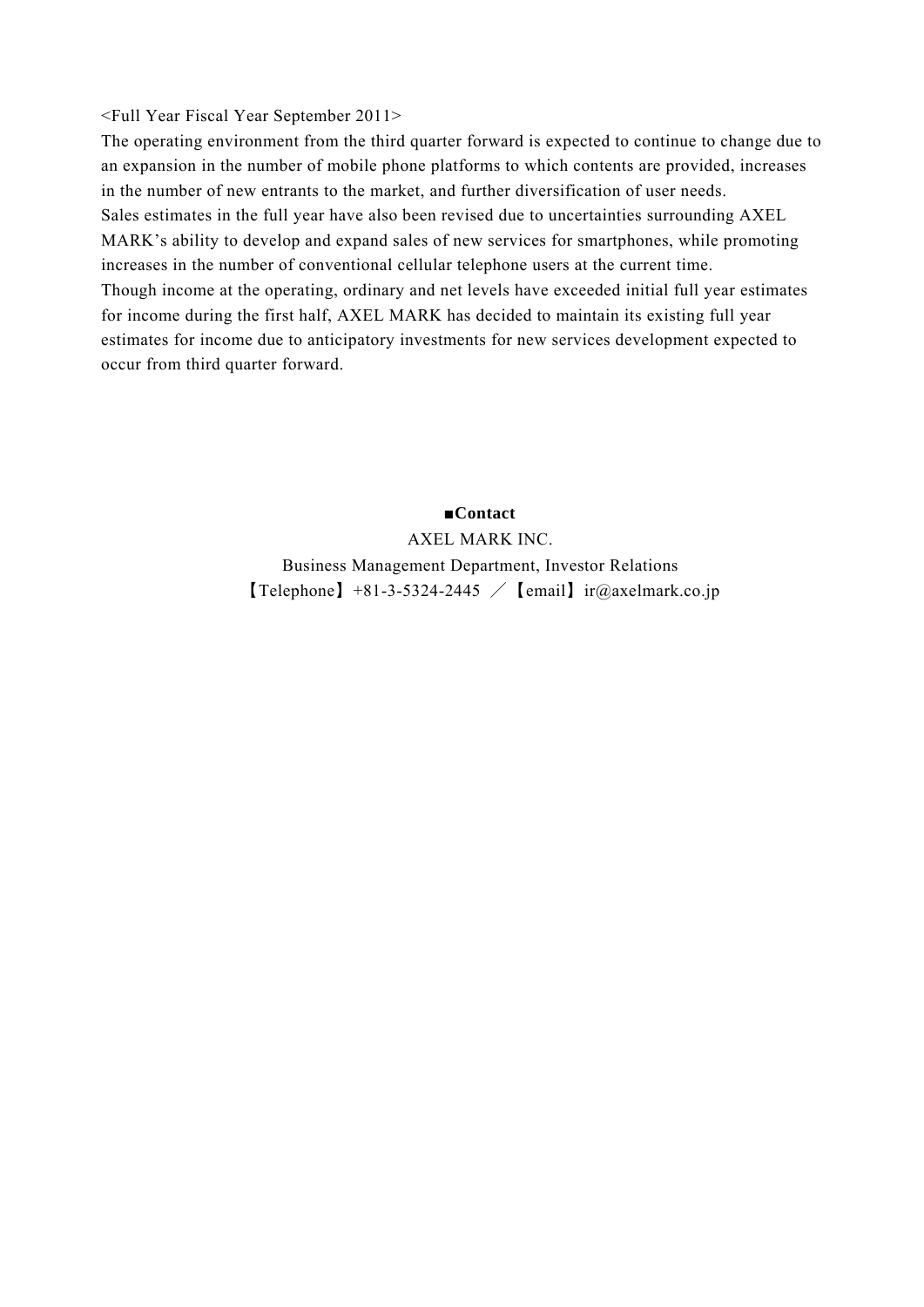<Full Year Fiscal Year September 2011>

The operating environment from the third quarter forward is expected to continue to change due to an expansion in the number of mobile phone platforms to which contents are provided, increases in the number of new entrants to the market, and further diversification of user needs.

Sales estimates in the full year have also been revised due to uncertainties surrounding AXEL MARK's ability to develop and expand sales of new services for smartphones, while promoting increases in the number of conventional cellular telephone users at the current time.

Though income at the operating, ordinary and net levels have exceeded initial full year estimates for income during the first half, AXEL MARK has decided to maintain its existing full year estimates for income due to anticipatory investments for new services development expected to occur from third quarter forward.

**■Contact**

AXEL MARK INC.

Business Management Department, Investor Relations

【Telephone】+81-3-5324-2445 ／【email】ir@axelmark.co.jp